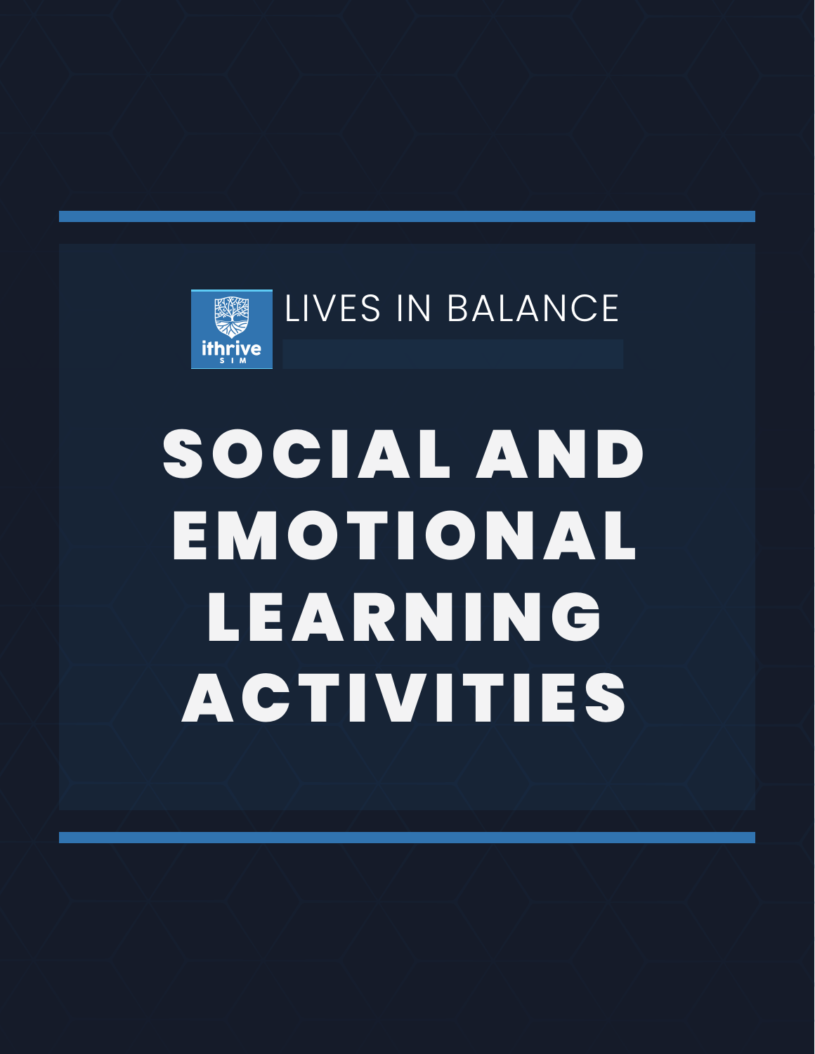ithrive SIM

LIVES IN BALANCE

# SOCIAL AND EMOTIONAL LEARNING ACTIVITIES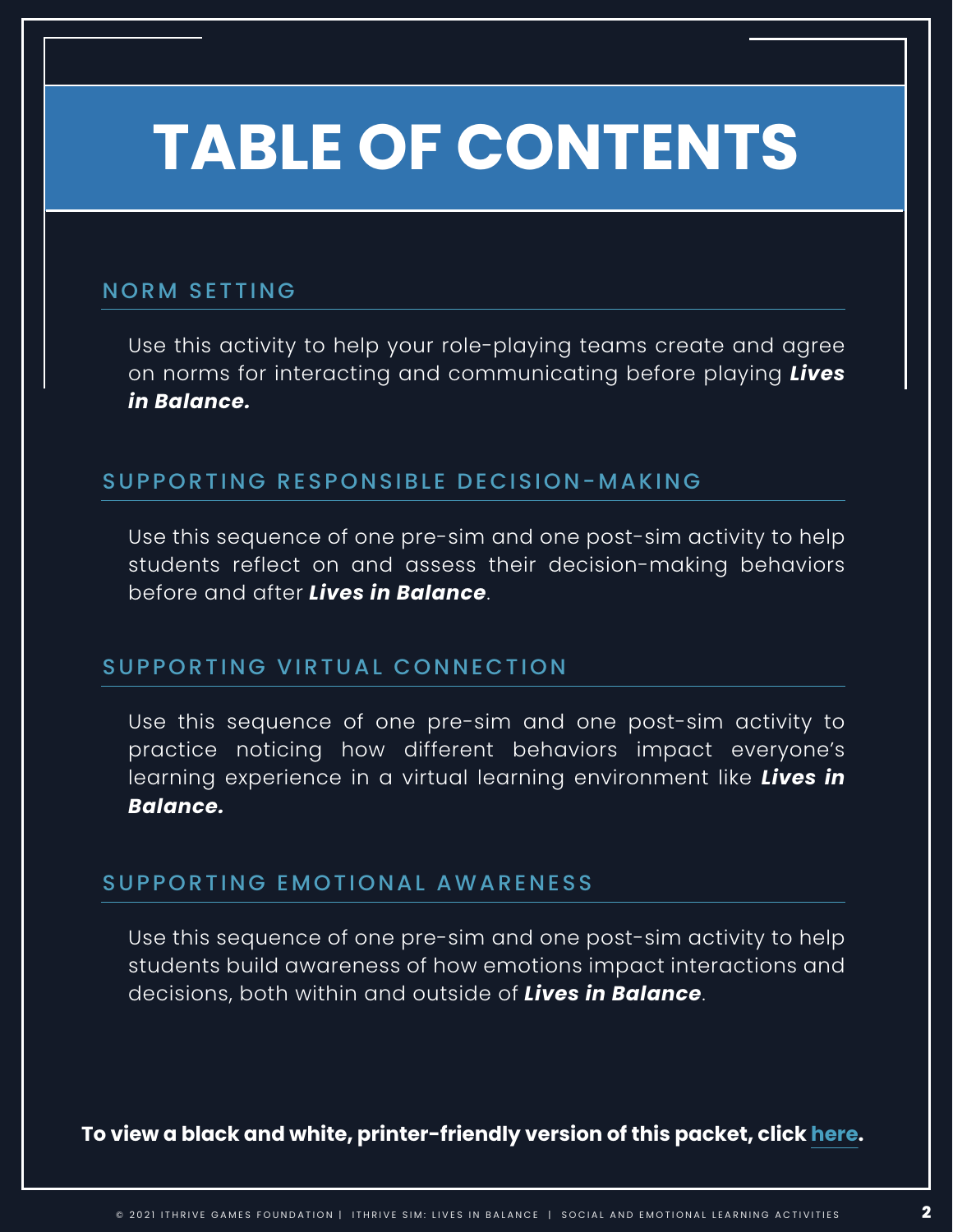# TABLE OF CONTENTS

## NORM SETTING

Use this activity to help your role-playing teams create and agree on norms for interacting and communicating before playing ***Lives in Balance.***

## SUPPORTING RESPONSIBLE DECISION-MAKING

Use this sequence of one pre-sim and one post-sim activity to help students reflect on and assess their decision-making behaviors before and after ***Lives in Balance***.

## SUPPORTING VIRTUAL CONNECTION

Use this sequence of one pre-sim and one post-sim activity to practice noticing how different behaviors impact everyone's learning experience in a virtual learning environment like ***Lives in Balance.***

## SUPPORTING EMOTIONAL AWARENESS

Use this sequence of one pre-sim and one post-sim activity to help students build awareness of how emotions impact interactions and decisions, both within and outside of ***Lives in Balance***.

**To view a black and white, printer-friendly version of this packet, click here.**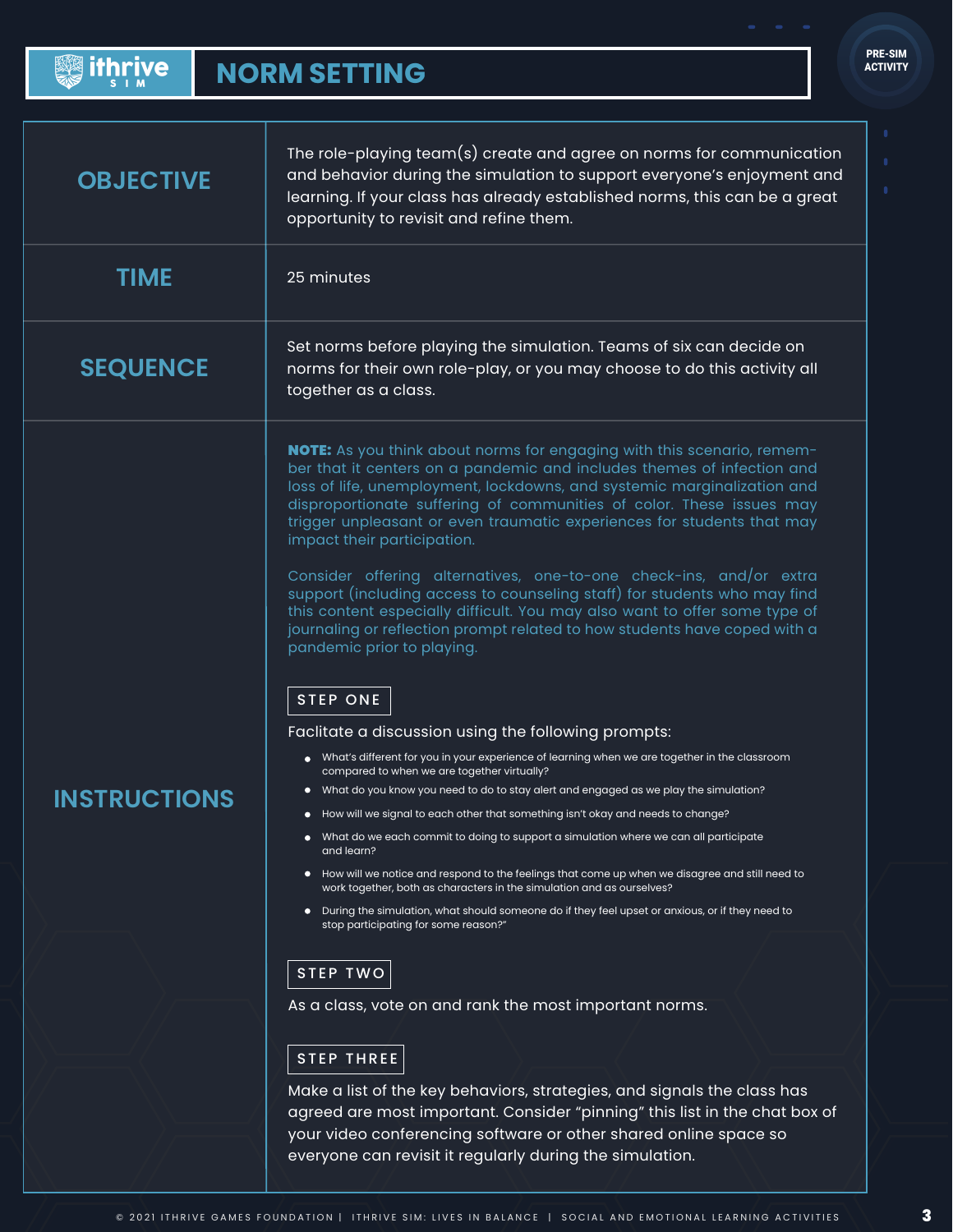# NORM SETTING

PRE-SIM ACTIVITY

## OBJECTIVE

The role-playing team(s) create and agree on norms for communication and behavior during the simulation to support everyone's enjoyment and learning. If your class has already established norms, this can be a great opportunity to revisit and refine them.

## TIME

25 minutes

## SEQUENCE

Set norms before playing the simulation. Teams of six can decide on norms for their own role-play, or you may choose to do this activity all together as a class.

## INSTRUCTIONS

**NOTE:** As you think about norms for engaging with this scenario, remember that it centers on a pandemic and includes themes of infection and loss of life, unemployment, lockdowns, and systemic marginalization and disproportionate suffering of communities of color. These issues may trigger unpleasant or even traumatic experiences for students that may impact their participation.

Consider offering alternatives, one-to-one check-ins, and/or extra support (including access to counseling staff) for students who may find this content especially difficult. You may also want to offer some type of journaling or reflection prompt related to how students have coped with a pandemic prior to playing.

### STEP ONE

Faclitate a discussion using the following prompts:

- What's different for you in your experience of learning when we are together in the classroom compared to when we are together virtually?
- What do you know you need to do to stay alert and engaged as we play the simulation?
- How will we signal to each other that something isn't okay and needs to change?
- What do we each commit to doing to support a simulation where we can all participate and learn?
- How will we notice and respond to the feelings that come up when we disagree and still need to work together, both as characters in the simulation and as ourselves?
- During the simulation, what should someone do if they feel upset or anxious, or if they need to stop participating for some reason?"

### STEP TWO

As a class, vote on and rank the most important norms.

### STEP THREE

Make a list of the key behaviors, strategies, and signals the class has agreed are most important. Consider "pinning" this list in the chat box of your video conferencing software or other shared online space so everyone can revisit it regularly during the simulation.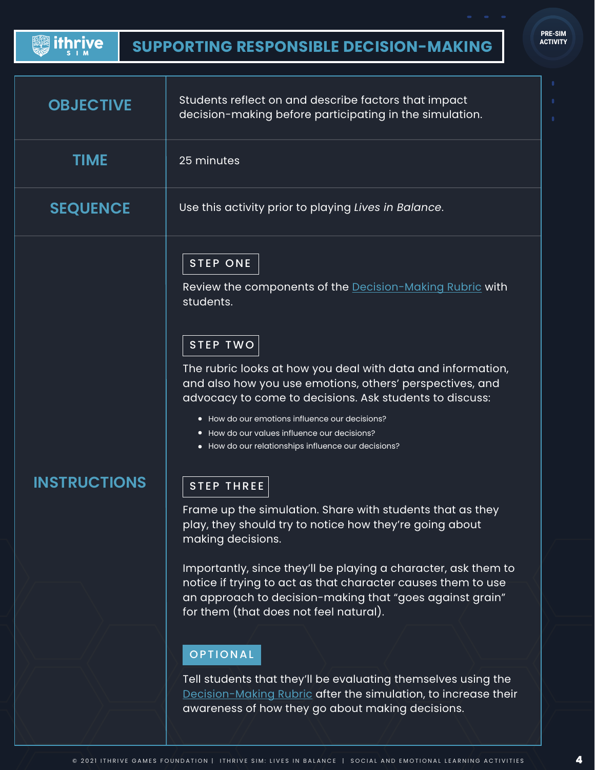# SUPPORTING RESPONSIBLE DECISION-MAKING

PRE-SIM ACTIVITY

| | |
|---|---|
| **OBJECTIVE** | Students reflect on and describe factors that impact decision-making before participating in the simulation. |
| **TIME** | 25 minutes |
| **SEQUENCE** | Use this activity prior to playing *Lives in Balance*. |

## INSTRUCTIONS

### STEP ONE

Review the components of the Decision-Making Rubric with students.

### STEP TWO

The rubric looks at how you deal with data and information, and also how you use emotions, others' perspectives, and advocacy to come to decisions. Ask students to discuss:

- How do our emotions influence our decisions?
- How do our values influence our decisions?
- How do our relationships influence our decisions?

### STEP THREE

Frame up the simulation. Share with students that as they play, they should try to notice how they're going about making decisions.

Importantly, since they'll be playing a character, ask them to notice if trying to act as that character causes them to use an approach to decision-making that "goes against grain" for them (that does not feel natural).

### OPTIONAL

Tell students that they'll be evaluating themselves using the Decision-Making Rubric after the simulation, to increase their awareness of how they go about making decisions.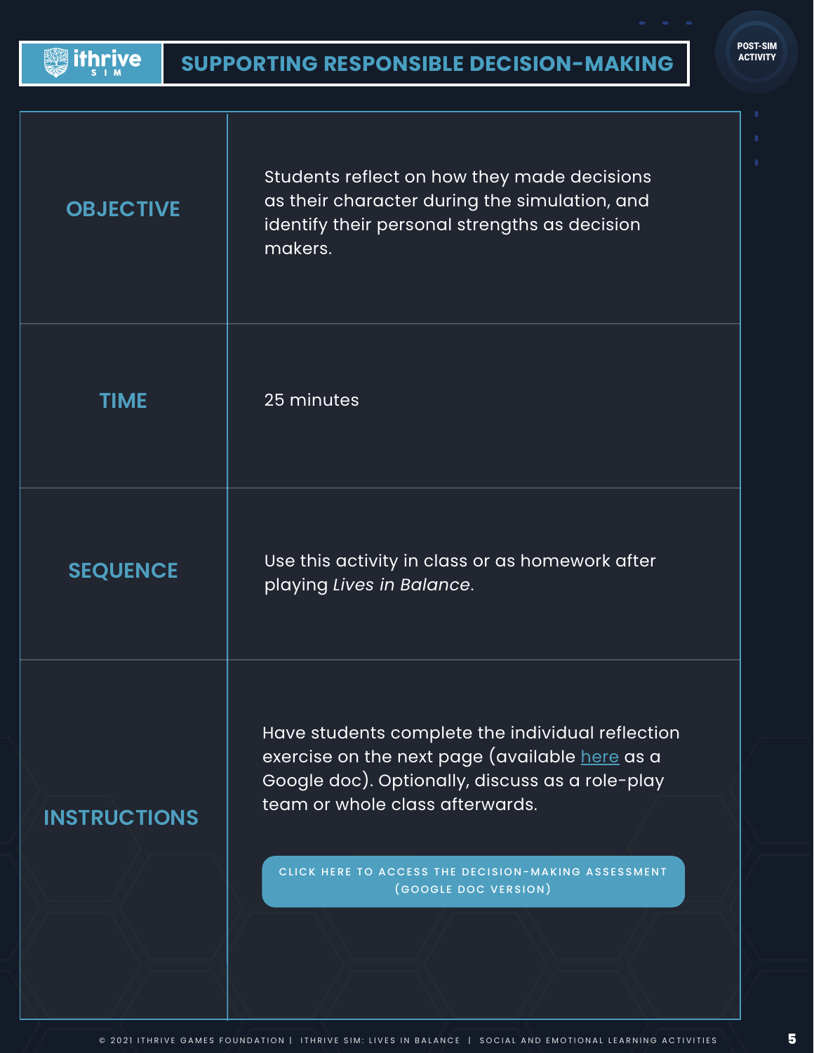# SUPPORTING RESPONSIBLE DECISION-MAKING

POST-SIM ACTIVITY

| | |
|---|---|
| **OBJECTIVE** | Students reflect on how they made decisions as their character during the simulation, and identify their personal strengths as decision makers. |
| **TIME** | 25 minutes |
| **SEQUENCE** | Use this activity in class or as homework after playing *Lives in Balance*. |
| **INSTRUCTIONS** | Have students complete the individual reflection exercise on the next page (available here as a Google doc). Optionally, discuss as a role-play team or whole class afterwards.<br><br>CLICK HERE TO ACCESS THE DECISION-MAKING ASSESSMENT (GOOGLE DOC VERSION) |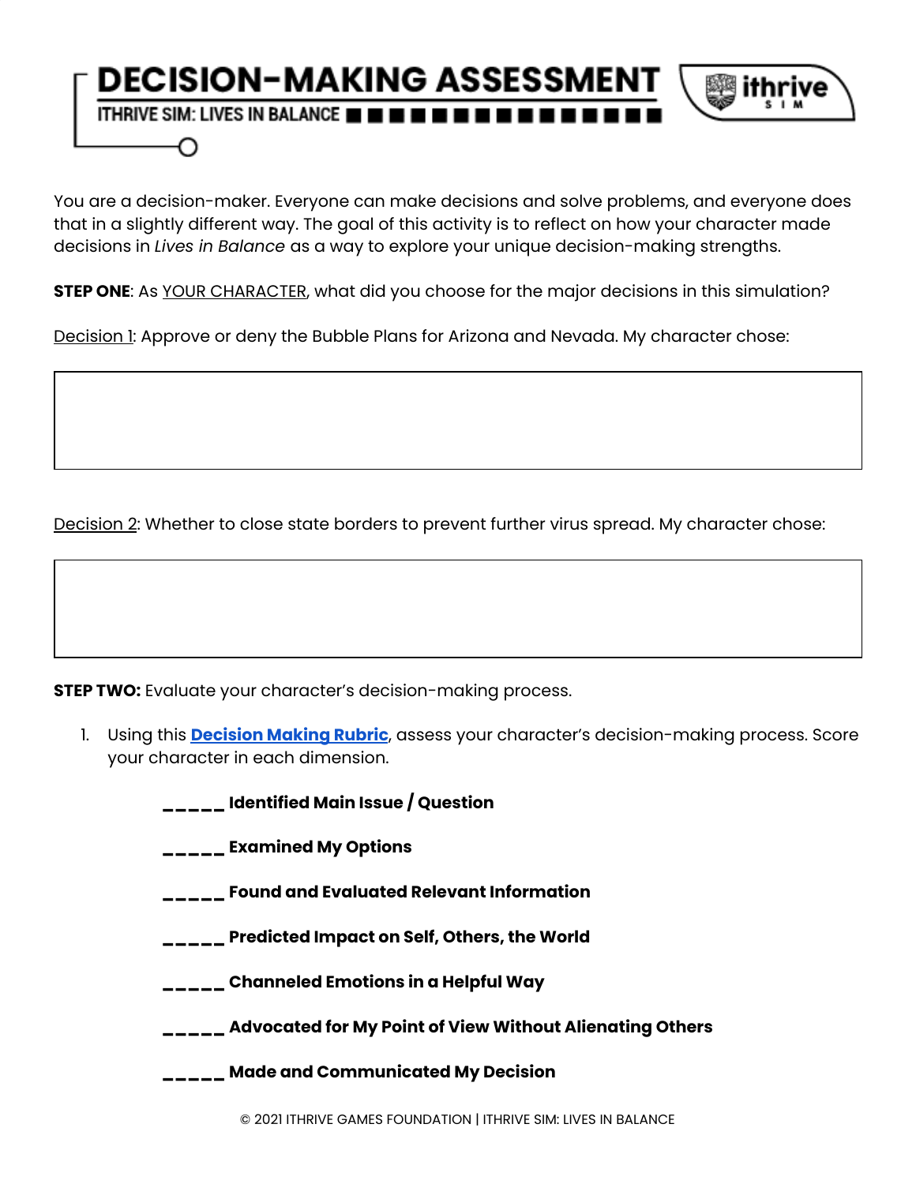# DECISION-MAKING ASSESSMENT

ITHRIVE SIM: LIVES IN BALANCE

ithrive SIM

You are a decision-maker. Everyone can make decisions and solve problems, and everyone does that in a slightly different way. The goal of this activity is to reflect on how your character made decisions in *Lives in Balance* as a way to explore your unique decision-making strengths.

**STEP ONE**: As YOUR CHARACTER, what did you choose for the major decisions in this simulation?

Decision 1: Approve or deny the Bubble Plans for Arizona and Nevada. My character chose:

| |
|---|
| |

Decision 2: Whether to close state borders to prevent further virus spread. My character chose:

| |
|---|
| |

**STEP TWO:** Evaluate your character's decision-making process.

1. Using this **Decision Making Rubric**, assess your character's decision-making process. Score your character in each dimension.

    _____ **Identified Main Issue / Question**

    _____ **Examined My Options**

    _____ **Found and Evaluated Relevant Information**

    _____ **Predicted Impact on Self, Others, the World**

    _____ **Channeled Emotions in a Helpful Way**

    _____ **Advocated for My Point of View Without Alienating Others**

    _____ **Made and Communicated My Decision**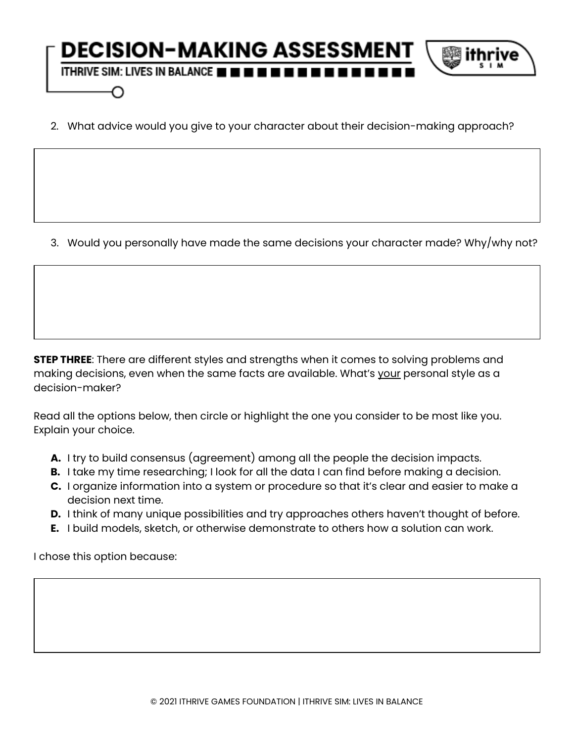2. What advice would you give to your character about their decision-making approach?

3. Would you personally have made the same decisions your character made? Why/why not?

**STEP THREE**: There are different styles and strengths when it comes to solving problems and making decisions, even when the same facts are available. What's <u>your</u> personal style as a decision-maker?

Read all the options below, then circle or highlight the one you consider to be most like you. Explain your choice.

- **A.** I try to build consensus (agreement) among all the people the decision impacts.
- **B.** I take my time researching; I look for all the data I can find before making a decision.
- **C.** I organize information into a system or procedure so that it's clear and easier to make a decision next time.
- **D.** I think of many unique possibilities and try approaches others haven't thought of before.
- **E.** I build models, sketch, or otherwise demonstrate to others how a solution can work.

I chose this option because: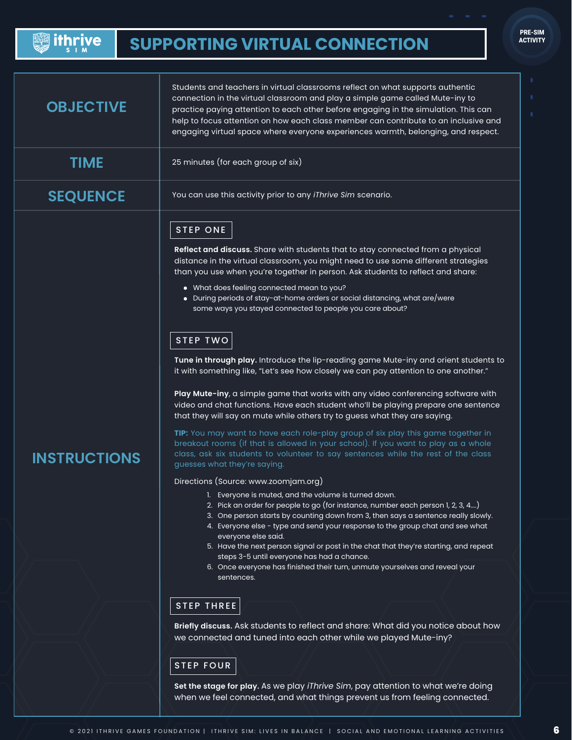# SUPPORTING VIRTUAL CONNECTION

PRE-SIM ACTIVITY

| | |
|---|---|
| **OBJECTIVE** | Students and teachers in virtual classrooms reflect on what supports authentic connection in the virtual classroom and play a simple game called Mute-iny to practice paying attention to each other before engaging in the simulation. This can help to focus attention on how each class member can contribute to an inclusive and engaging virtual space where everyone experiences warmth, belonging, and respect. |
| **TIME** | 25 minutes (for each group of six) |
| **SEQUENCE** | You can use this activity prior to any *iThrive Sim* scenario. |

## INSTRUCTIONS

### STEP ONE

**Reflect and discuss.** Share with students that to stay connected from a physical distance in the virtual classroom, you might need to use some different strategies than you use when you're together in person. Ask students to reflect and share:

- What does feeling connected mean to you?
- During periods of stay-at-home orders or social distancing, what are/were some ways you stayed connected to people you care about?

### STEP TWO

**Tune in through play.** Introduce the lip-reading game Mute-iny and orient students to it with something like, "Let's see how closely we can pay attention to one another."

**Play Mute-iny**, a simple game that works with any video conferencing software with video and chat functions. Have each student who'll be playing prepare one sentence that they will say on mute while others try to guess what they are saying.

**TIP:** You may want to have each role-play group of six play this game together in breakout rooms (if that is allowed in your school). If you want to play as a whole class, ask six students to volunteer to say sentences while the rest of the class guesses what they're saying.

Directions (Source: www.zoomjam.org)

1. Everyone is muted, and the volume is turned down.
2. Pick an order for people to go (for instance, number each person 1, 2, 3, 4....)
3. One person starts by counting down from 3, then says a sentence really slowly.
4. Everyone else - type and send your response to the group chat and see what everyone else said.
5. Have the next person signal or post in the chat that they're starting, and repeat steps 3-5 until everyone has had a chance.
6. Once everyone has finished their turn, unmute yourselves and reveal your sentences.

### STEP THREE

**Briefly discuss.** Ask students to reflect and share: What did you notice about how we connected and tuned into each other while we played Mute-iny?

### STEP FOUR

**Set the stage for play.** As we play *iThrive Sim*, pay attention to what we're doing when we feel connected, and what things prevent us from feeling connected.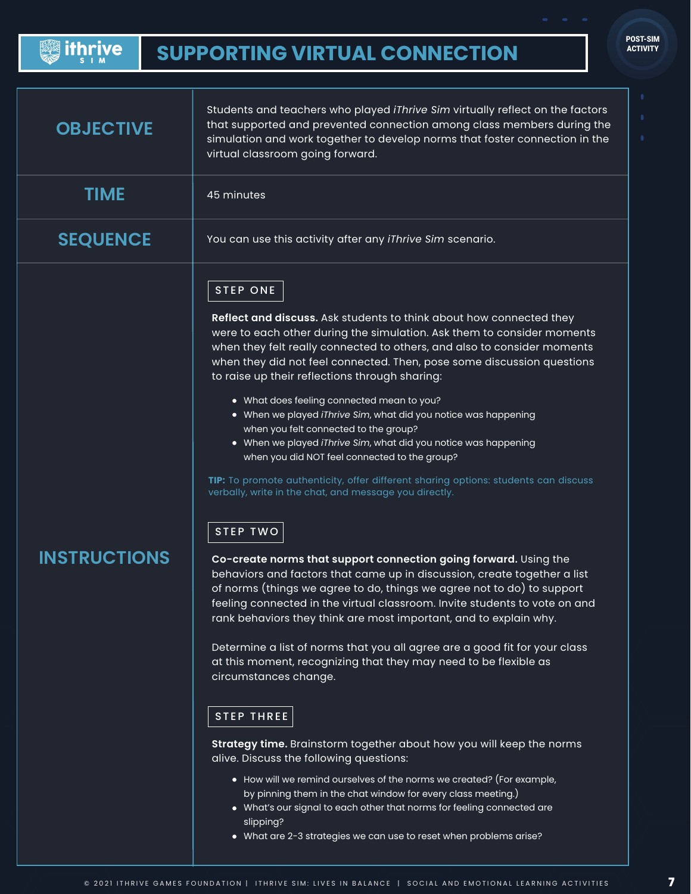# SUPPORTING VIRTUAL CONNECTION

POST-SIM ACTIVITY

## OBJECTIVE

Students and teachers who played *iThrive Sim* virtually reflect on the factors that supported and prevented connection among class members during the simulation and work together to develop norms that foster connection in the virtual classroom going forward.

## TIME

45 minutes

## SEQUENCE

You can use this activity after any *iThrive Sim* scenario.

## INSTRUCTIONS

### STEP ONE

**Reflect and discuss.** Ask students to think about how connected they were to each other during the simulation. Ask them to consider moments when they felt really connected to others, and also to consider moments when they did not feel connected. Then, pose some discussion questions to raise up their reflections through sharing:

- What does feeling connected mean to you?
- When we played *iThrive Sim*, what did you notice was happening when you felt connected to the group?
- When we played *iThrive Sim*, what did you notice was happening when you did NOT feel connected to the group?

**TIP:** To promote authenticity, offer different sharing options: students can discuss verbally, write in the chat, and message you directly.

### STEP TWO

**Co-create norms that support connection going forward.** Using the behaviors and factors that came up in discussion, create together a list of norms (things we agree to do, things we agree not to do) to support feeling connected in the virtual classroom. Invite students to vote on and rank behaviors they think are most important, and to explain why.

Determine a list of norms that you all agree are a good fit for your class at this moment, recognizing that they may need to be flexible as circumstances change.

### STEP THREE

**Strategy time.** Brainstorm together about how you will keep the norms alive. Discuss the following questions:

- How will we remind ourselves of the norms we created? (For example, by pinning them in the chat window for every class meeting.)
- What's our signal to each other that norms for feeling connected are slipping?
- What are 2-3 strategies we can use to reset when problems arise?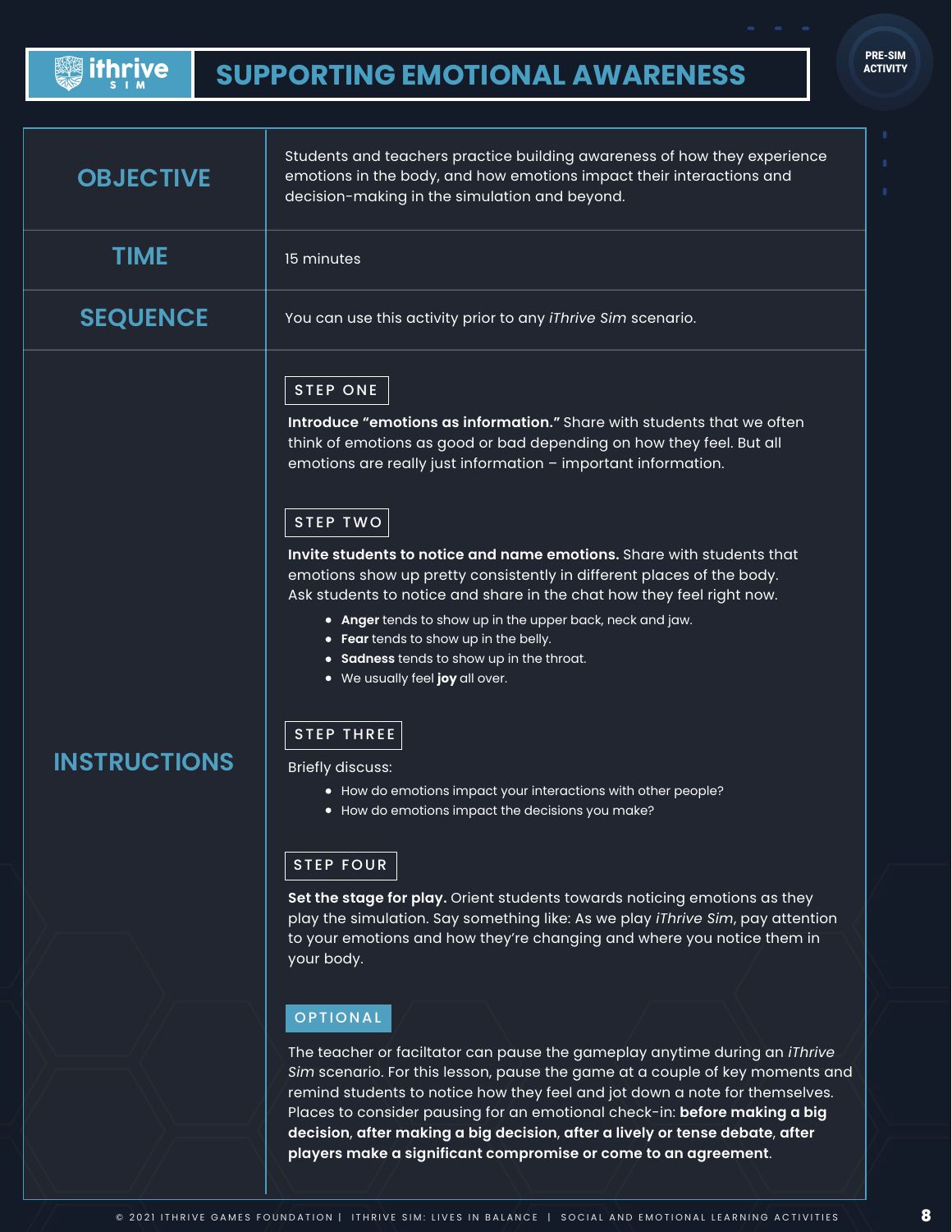# SUPPORTING EMOTIONAL AWARENESS

PRE-SIM ACTIVITY

## OBJECTIVE

Students and teachers practice building awareness of how they experience emotions in the body, and how emotions impact their interactions and decision-making in the simulation and beyond.

## TIME

15 minutes

## SEQUENCE

You can use this activity prior to any *iThrive Sim* scenario.

## INSTRUCTIONS

### STEP ONE

**Introduce "emotions as information."** Share with students that we often think of emotions as good or bad depending on how they feel. But all emotions are really just information – important information.

### STEP TWO

**Invite students to notice and name emotions.** Share with students that emotions show up pretty consistently in different places of the body. Ask students to notice and share in the chat how they feel right now.

- **Anger** tends to show up in the upper back, neck and jaw.
- **Fear** tends to show up in the belly.
- **Sadness** tends to show up in the throat.
- We usually feel **joy** all over.

### STEP THREE

Briefly discuss:

- How do emotions impact your interactions with other people?
- How do emotions impact the decisions you make?

### STEP FOUR

**Set the stage for play.** Orient students towards noticing emotions as they play the simulation. Say something like: As we play *iThrive Sim*, pay attention to your emotions and how they're changing and where you notice them in your body.

### OPTIONAL

The teacher or faciltator can pause the gameplay anytime during an *iThrive Sim* scenario. For this lesson, pause the game at a couple of key moments and remind students to notice how they feel and jot down a note for themselves. Places to consider pausing for an emotional check-in: **before making a big decision**, **after making a big decision**, **after a lively or tense debate**, **after players make a significant compromise or come to an agreement**.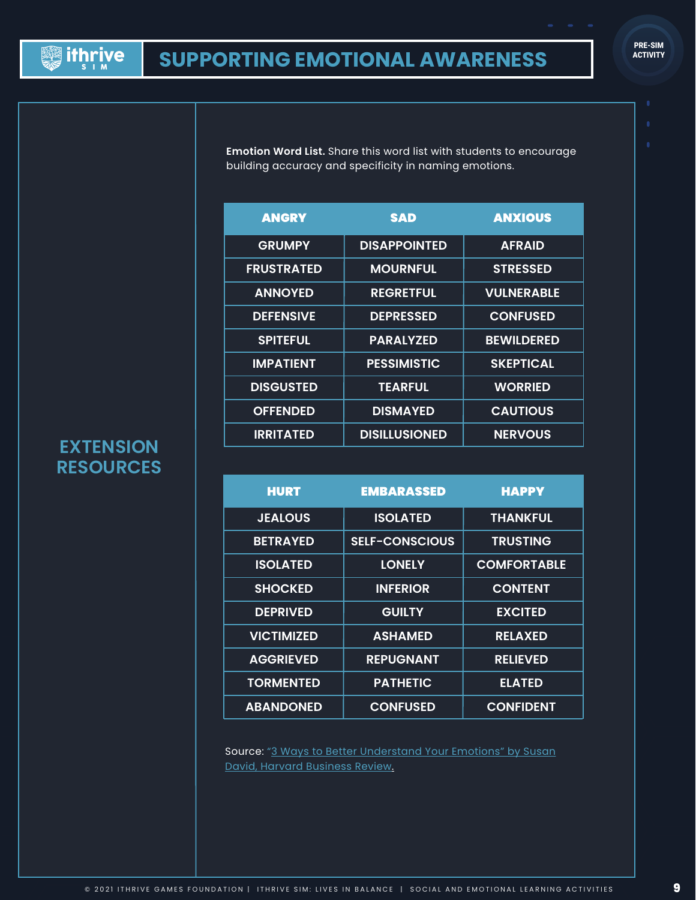# SUPPORTING EMOTIONAL AWARENESS

PRE-SIM ACTIVITY

## EXTENSION RESOURCES

**Emotion Word List.** Share this word list with students to encourage building accuracy and specificity in naming emotions.

| ANGRY | SAD | ANXIOUS |
|---|---|---|
| GRUMPY | DISAPPOINTED | AFRAID |
| FRUSTRATED | MOURNFUL | STRESSED |
| ANNOYED | REGRETFUL | VULNERABLE |
| DEFENSIVE | DEPRESSED | CONFUSED |
| SPITEFUL | PARALYZED | BEWILDERED |
| IMPATIENT | PESSIMISTIC | SKEPTICAL |
| DISGUSTED | TEARFUL | WORRIED |
| OFFENDED | DISMAYED | CAUTIOUS |
| IRRITATED | DISILLUSIONED | NERVOUS |

| HURT | EMBARASSED | HAPPY |
|---|---|---|
| JEALOUS | ISOLATED | THANKFUL |
| BETRAYED | SELF-CONSCIOUS | TRUSTING |
| ISOLATED | LONELY | COMFORTABLE |
| SHOCKED | INFERIOR | CONTENT |
| DEPRIVED | GUILTY | EXCITED |
| VICTIMIZED | ASHAMED | RELAXED |
| AGGRIEVED | REPUGNANT | RELIEVED |
| TORMENTED | PATHETIC | ELATED |
| ABANDONED | CONFUSED | CONFIDENT |

Source: "3 Ways to Better Understand Your Emotions" by Susan David, Harvard Business Review.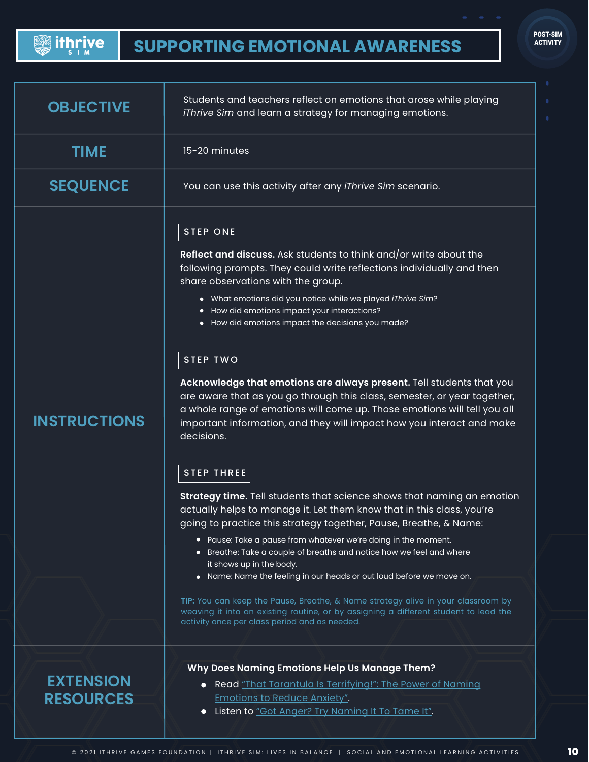# SUPPORTING EMOTIONAL AWARENESS

POST-SIM ACTIVITY

| | |
|---|---|
| **OBJECTIVE** | Students and teachers reflect on emotions that arose while playing *iThrive Sim* and learn a strategy for managing emotions. |
| **TIME** | 15-20 minutes |
| **SEQUENCE** | You can use this activity after any *iThrive Sim* scenario. |
| **INSTRUCTIONS** | STEP ONE<br><br>**Reflect and discuss.** Ask students to think and/or write about the following prompts. They could write reflections individually and then share observations with the group.<br>• What emotions did you notice while we played *iThrive Sim*?<br>• How did emotions impact your interactions?<br>• How did emotions impact the decisions you made?<br><br>STEP TWO<br><br>**Acknowledge that emotions are always present.** Tell students that you are aware that as you go through this class, semester, or year together, a whole range of emotions will come up. Those emotions will tell you all important information, and they will impact how you interact and make decisions.<br><br>STEP THREE<br><br>**Strategy time.** Tell students that science shows that naming an emotion actually helps to manage it. Let them know that in this class, you're going to practice this strategy together, Pause, Breathe, & Name:<br>• Pause: Take a pause from whatever we're doing in the moment.<br>• Breathe: Take a couple of breaths and notice how we feel and where it shows up in the body.<br>• Name: Name the feeling in our heads or out loud before we move on.<br><br>**TIP:** You can keep the Pause, Breathe, & Name strategy alive in your classroom by weaving it into an existing routine, or by assigning a different student to lead the activity once per class period and as needed. |
| **EXTENSION RESOURCES** | **Why Does Naming Emotions Help Us Manage Them?**<br>• Read "That Tarantula Is Terrifying!": The Power of Naming Emotions to Reduce Anxiety".<br>• Listen to "Got Anger? Try Naming It To Tame It". |

© 2021 ITHRIVE GAMES FOUNDATION | ITHRIVE SIM: LIVES IN BALANCE | SOCIAL AND EMOTIONAL LEARNING ACTIVITIES